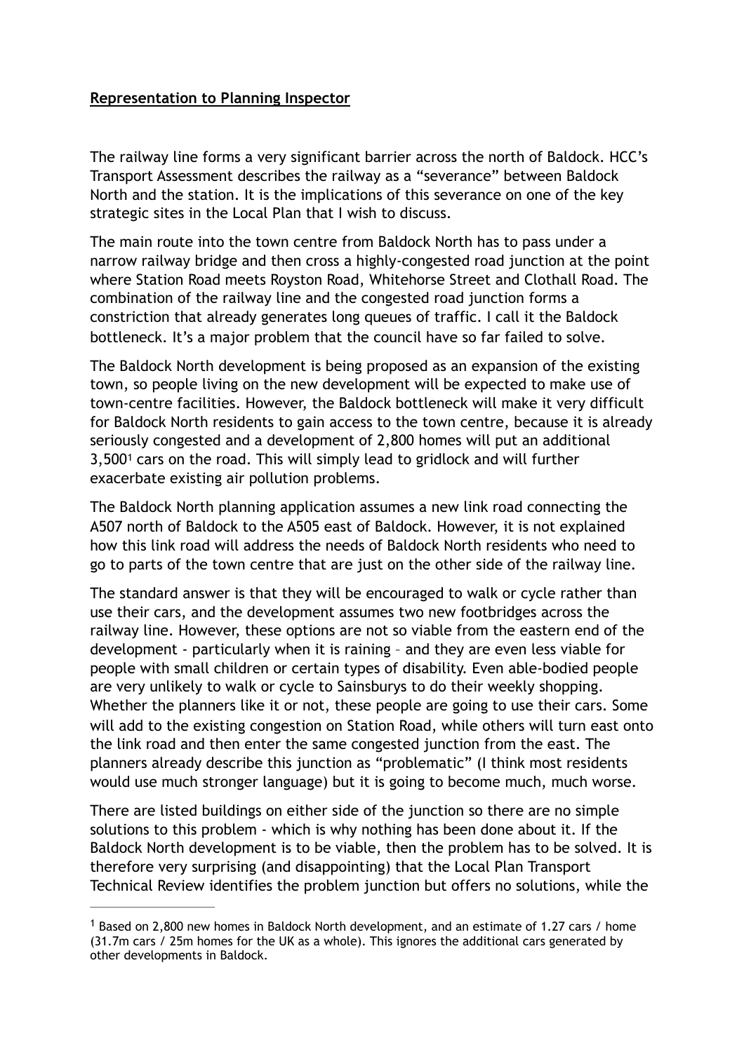**Representation to Planning Inspector**

The railway line forms a very significant barrier across the north of Baldock. HCC's Transport Assessment describes the railway as a "severance" between Baldock North and the station. It is the implications of this severance on one of the key strategic sites in the Local Plan that I wish to discuss.

The main route into the town centre from Baldock North has to pass under a narrow railway bridge and then cross a highly-congested road junction at the point where Station Road meets Royston Road, Whitehorse Street and Clothall Road. The combination of the railway line and the congested road junction forms a constriction that already generates long queues of traffic. I call it the Baldock bottleneck. It's a major problem that the council have so far failed to solve.

The Baldock North development is being proposed as an expansion of the existing town, so people living on the new development will be expected to make use of town-centre facilities. However, the Baldock bottleneck will make it very difficult for Baldock North residents to gain access to the town centre, because it is already seriously congested and a development of 2,800 homes will put an additional 3,500[1] cars on the road. This will simply lead to gridlock and will further exacerbate existing air pollution problems.

The Baldock North planning application assumes a new link road connecting the A507 north of Baldock to the A505 east of Baldock. However, it is not explained how this link road will address the needs of Baldock North residents who need to go to parts of the town centre that are just on the other side of the railway line.

The standard answer is that they will be encouraged to walk or cycle rather than use their cars, and the development assumes two new footbridges across the railway line. However, these options are not so viable from the eastern end of the development - particularly when it is raining – and they are even less viable for people with small children or certain types of disability. Even able-bodied people are very unlikely to walk or cycle to Sainsburys to do their weekly shopping. Whether the planners like it or not, these people are going to use their cars. Some will add to the existing congestion on Station Road, while others will turn east onto the link road and then enter the same congested junction from the east. The planners already describe this junction as "problematic" (I think most residents would use much stronger language) but it is going to become much, much worse.

There are listed buildings on either side of the junction so there are no simple solutions to this problem - which is why nothing has been done about it. If the Baldock North development is to be viable, then the problem has to be solved. It is therefore very surprising (and disappointing) that the Local Plan Transport Technical Review identifies the problem junction but offers no solutions, while the

---

[1] Based on 2,800 new homes in Baldock North development, and an estimate of 1.27 cars / home (31.7m cars / 25m homes for the UK as a whole). This ignores the additional cars generated by other developments in Baldock.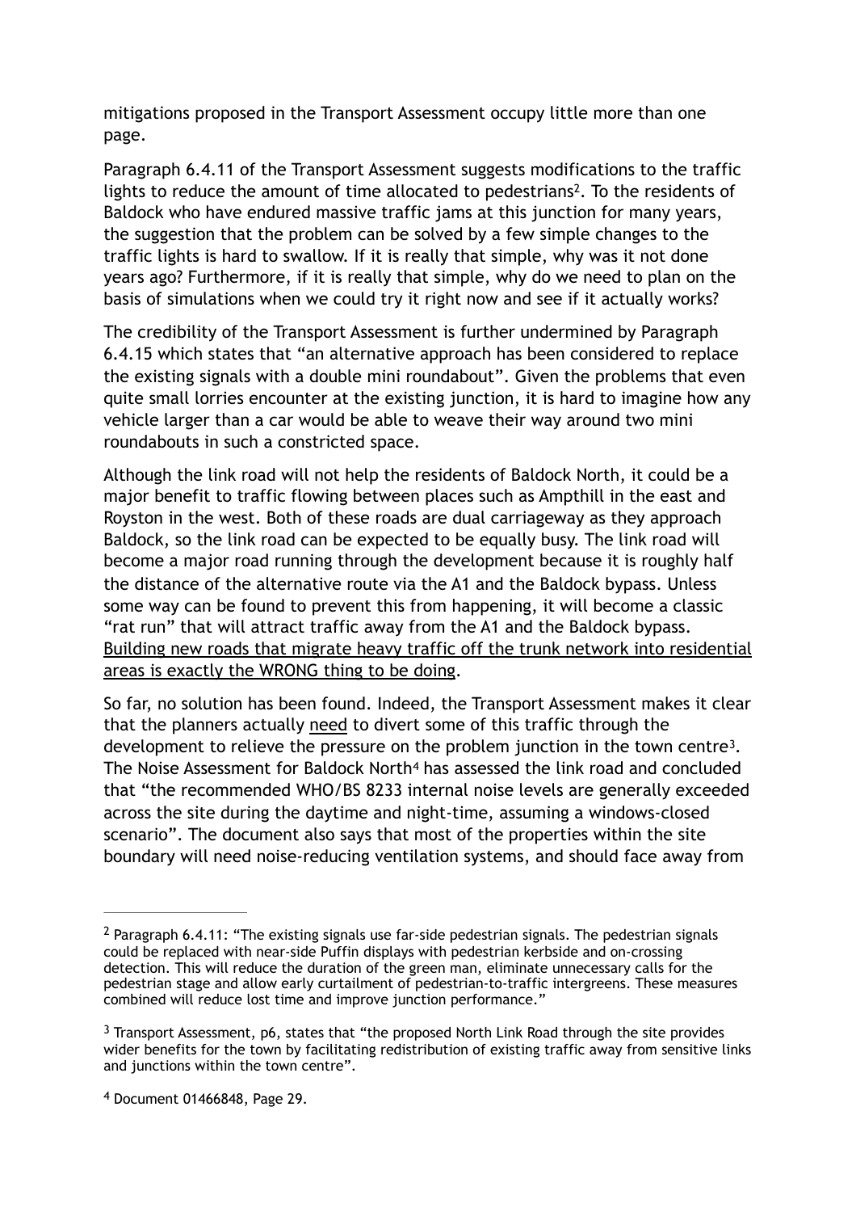mitigations proposed in the Transport Assessment occupy little more than one page.

Paragraph 6.4.11 of the Transport Assessment suggests modifications to the traffic lights to reduce the amount of time allocated to pedestrians[2]. To the residents of Baldock who have endured massive traffic jams at this junction for many years, the suggestion that the problem can be solved by a few simple changes to the traffic lights is hard to swallow. If it is really that simple, why was it not done years ago? Furthermore, if it is really that simple, why do we need to plan on the basis of simulations when we could try it right now and see if it actually works?

The credibility of the Transport Assessment is further undermined by Paragraph 6.4.15 which states that "an alternative approach has been considered to replace the existing signals with a double mini roundabout". Given the problems that even quite small lorries encounter at the existing junction, it is hard to imagine how any vehicle larger than a car would be able to weave their way around two mini roundabouts in such a constricted space.

Although the link road will not help the residents of Baldock North, it could be a major benefit to traffic flowing between places such as Ampthill in the east and Royston in the west. Both of these roads are dual carriageway as they approach Baldock, so the link road can be expected to be equally busy. The link road will become a major road running through the development because it is roughly half the distance of the alternative route via the A1 and the Baldock bypass. Unless some way can be found to prevent this from happening, it will become a classic "rat run" that will attract traffic away from the A1 and the Baldock bypass. <u>Building new roads that migrate heavy traffic off the trunk network into residential areas is exactly the WRONG thing to be doing</u>.

So far, no solution has been found. Indeed, the Transport Assessment makes it clear that the planners actually <u>need</u> to divert some of this traffic through the development to relieve the pressure on the problem junction in the town centre[3]. The Noise Assessment for Baldock North[4] has assessed the link road and concluded that "the recommended WHO/BS 8233 internal noise levels are generally exceeded across the site during the daytime and night-time, assuming a windows-closed scenario". The document also says that most of the properties within the site boundary will need noise-reducing ventilation systems, and should face away from

---

[2] Paragraph 6.4.11: "The existing signals use far-side pedestrian signals. The pedestrian signals could be replaced with near-side Puffin displays with pedestrian kerbside and on-crossing detection. This will reduce the duration of the green man, eliminate unnecessary calls for the pedestrian stage and allow early curtailment of pedestrian-to-traffic intergreens. These measures combined will reduce lost time and improve junction performance."

[3] Transport Assessment, p6, states that "the proposed North Link Road through the site provides wider benefits for the town by facilitating redistribution of existing traffic away from sensitive links and junctions within the town centre".

[4] Document 01466848, Page 29.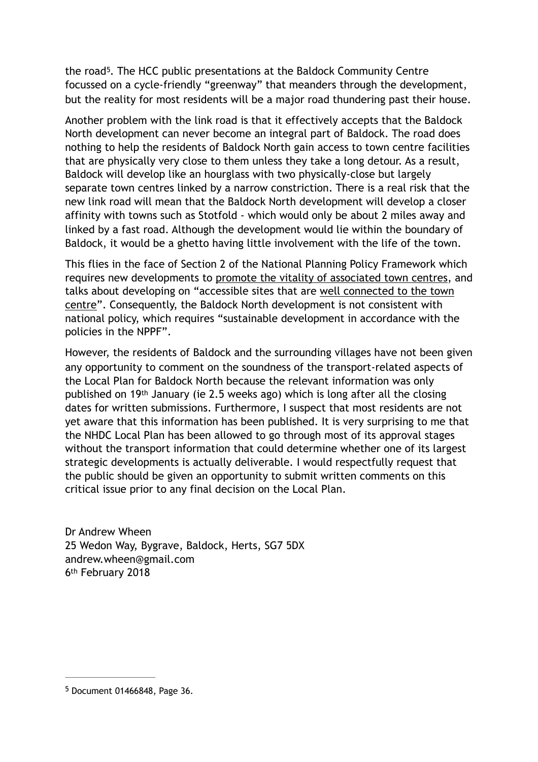the road[5]. The HCC public presentations at the Baldock Community Centre focussed on a cycle-friendly "greenway" that meanders through the development, but the reality for most residents will be a major road thundering past their house.

Another problem with the link road is that it effectively accepts that the Baldock North development can never become an integral part of Baldock. The road does nothing to help the residents of Baldock North gain access to town centre facilities that are physically very close to them unless they take a long detour. As a result, Baldock will develop like an hourglass with two physically-close but largely separate town centres linked by a narrow constriction. There is a real risk that the new link road will mean that the Baldock North development will develop a closer affinity with towns such as Stotfold - which would only be about 2 miles away and linked by a fast road. Although the development would lie within the boundary of Baldock, it would be a ghetto having little involvement with the life of the town.

This flies in the face of Section 2 of the National Planning Policy Framework which requires new developments to <u>promote the vitality of associated town centres</u>, and talks about developing on "accessible sites that are <u>well connected to the town centre</u>". Consequently, the Baldock North development is not consistent with national policy, which requires "sustainable development in accordance with the policies in the NPPF".

However, the residents of Baldock and the surrounding villages have not been given any opportunity to comment on the soundness of the transport-related aspects of the Local Plan for Baldock North because the relevant information was only published on 19th January (ie 2.5 weeks ago) which is long after all the closing dates for written submissions. Furthermore, I suspect that most residents are not yet aware that this information has been published. It is very surprising to me that the NHDC Local Plan has been allowed to go through most of its approval stages without the transport information that could determine whether one of its largest strategic developments is actually deliverable. I would respectfully request that the public should be given an opportunity to submit written comments on this critical issue prior to any final decision on the Local Plan.

Dr Andrew Wheen
25 Wedon Way, Bygrave, Baldock, Herts, SG7 5DX
andrew.wheen@gmail.com
6th February 2018

---

[5] Document 01466848, Page 36.